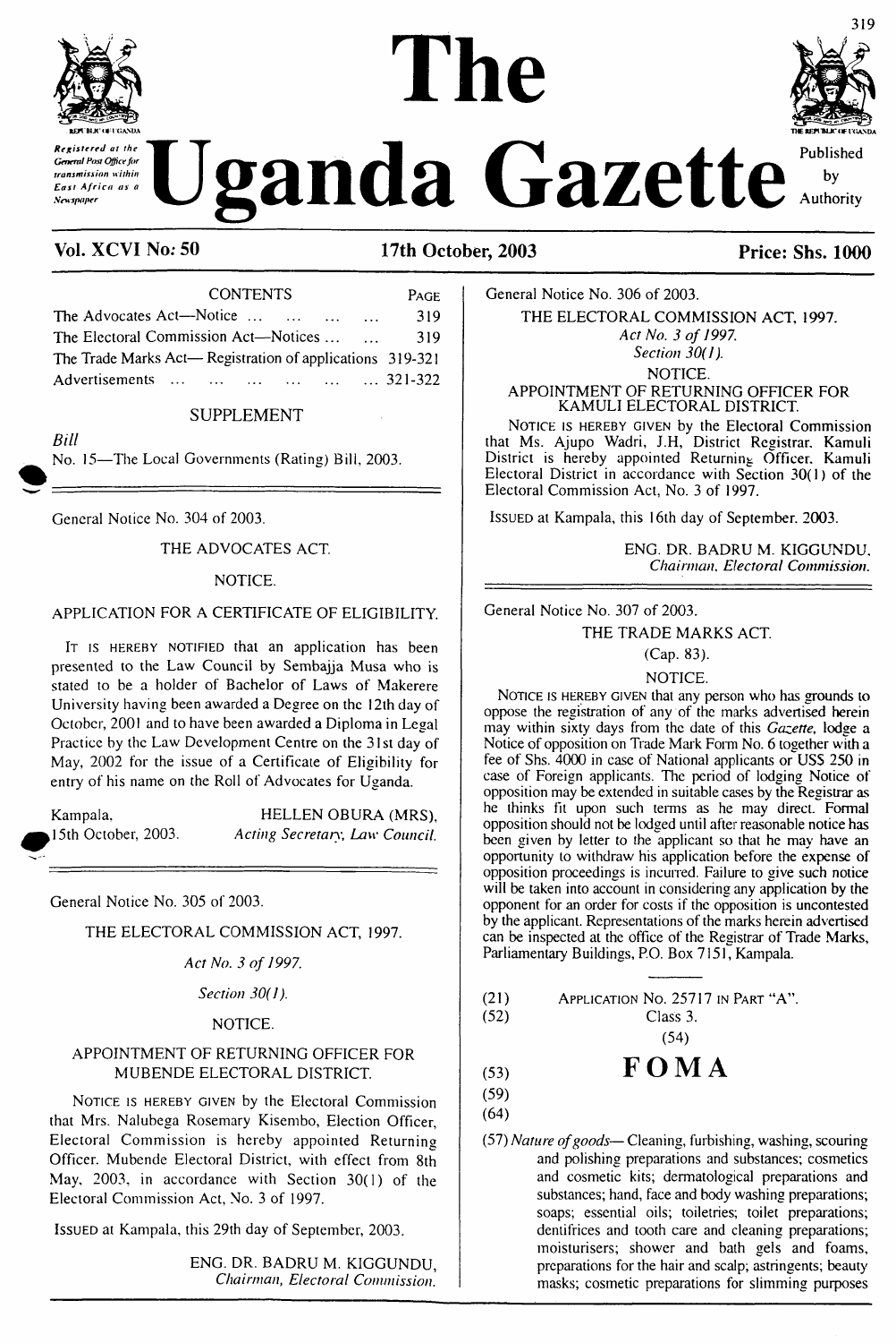# The Uganda Gazette

*Registered at the General Post Office for transmission within East Africa as a Newspaper*

Published by Authority

**Vol. XCVI No: 50** **17th October, 2003** **Price: Shs. 1000**

CONTENTS

| | PAGE |
|---|---|
| The Advocates Act—Notice ... ... ... ... | 319 |
| The Electoral Commission Act—Notices ... ... | 319 |
| The Trade Marks Act— Registration of applications | 319-321 |
| Advertisements ... ... ... ... ... ... | 321-322 |

SUPPLEMENT

*Bill*

No. 15—The Local Governments (Rating) Bill, 2003.

---

General Notice No. 304 of 2003.

THE ADVOCATES ACT.

NOTICE.

APPLICATION FOR A CERTIFICATE OF ELIGIBILITY.

IT IS HEREBY NOTIFIED that an application has been presented to the Law Council by Sembajja Musa who is stated to be a holder of Bachelor of Laws of Makerere University having been awarded a Degree on the 12th day of October, 2001 and to have been awarded a Diploma in Legal Practice by the Law Development Centre on the 31st day of May, 2002 for the issue of a Certificate of Eligibility for entry of his name on the Roll of Advocates for Uganda.

Kampala,
15th October, 2003.

HELLEN OBURA (MRS),
*Acting Secretary, Law Council.*

---

General Notice No. 305 of 2003.

THE ELECTORAL COMMISSION ACT, 1997.

*Act No. 3 of 1997.*

*Section 30(1).*

NOTICE.

APPOINTMENT OF RETURNING OFFICER FOR MUBENDE ELECTORAL DISTRICT.

NOTICE IS HEREBY GIVEN by the Electoral Commission that Mrs. Nalubega Rosemary Kisembo, Election Officer, Electoral Commission is hereby appointed Returning Officer, Mubende Electoral District, with effect from 8th May, 2003, in accordance with Section 30(1) of the Electoral Commission Act, No. 3 of 1997.

ISSUED at Kampala, this 29th day of September, 2003.

ENG. DR. BADRU M. KIGGUNDU,
*Chairman, Electoral Commission.*

---

General Notice No. 306 of 2003.

THE ELECTORAL COMMISSION ACT, 1997.

*Act No. 3 of 1997.*

*Section 30(1).*

NOTICE.

APPOINTMENT OF RETURNING OFFICER FOR KAMULI ELECTORAL DISTRICT.

NOTICE IS HEREBY GIVEN by the Electoral Commission that Ms. Ajupo Wadri, J.H, District Registrar, Kamuli District is hereby appointed Returning Officer, Kamuli Electoral District in accordance with Section 30(1) of the Electoral Commission Act, No. 3 of 1997.

ISSUED at Kampala, this 16th day of September, 2003.

ENG. DR. BADRU M. KIGGUNDU,
*Chairman, Electoral Commission.*

---

General Notice No. 307 of 2003.

THE TRADE MARKS ACT.

(Cap. 83).

NOTICE.

NOTICE IS HEREBY GIVEN that any person who has grounds to oppose the registration of any of the marks advertised herein may within sixty days from the date of this *Gazette,* lodge a Notice of opposition on Trade Mark Form No. 6 together with a fee of Shs. 4000 in case of National applicants or US$ 250 in case of Foreign applicants. The period of lodging Notice of opposition may be extended in suitable cases by the Registrar as he thinks fit upon such terms as he may direct. Formal opposition should not be lodged until after reasonable notice has been given by letter to the applicant so that he may have an opportunity to withdraw his application before the expense of opposition proceedings is incurred. Failure to give such notice will be taken into account in considering any application by the opponent for an order for costs if the opposition is uncontested by the applicant. Representations of the marks herein advertised can be inspected at the office of the Registrar of Trade Marks, Parliamentary Buildings, P.O. Box 7151, Kampala.

---

(21) APPLICATION No. 25717 IN PART "A".

(52) Class 3.

(54)

(53) **FOMA**

(59)

(64)

(57) *Nature of goods*— Cleaning, furbishing, washing, scouring and polishing preparations and substances; cosmetics and cosmetic kits; dermatological preparations and substances; hand, face and body washing preparations; soaps; essential oils; toiletries; toilet preparations; dentifrices and tooth care and cleaning preparations; moisturisers; shower and bath gels and foams, preparations for the hair and scalp; astringents; beauty masks; cosmetic preparations for slimming purposes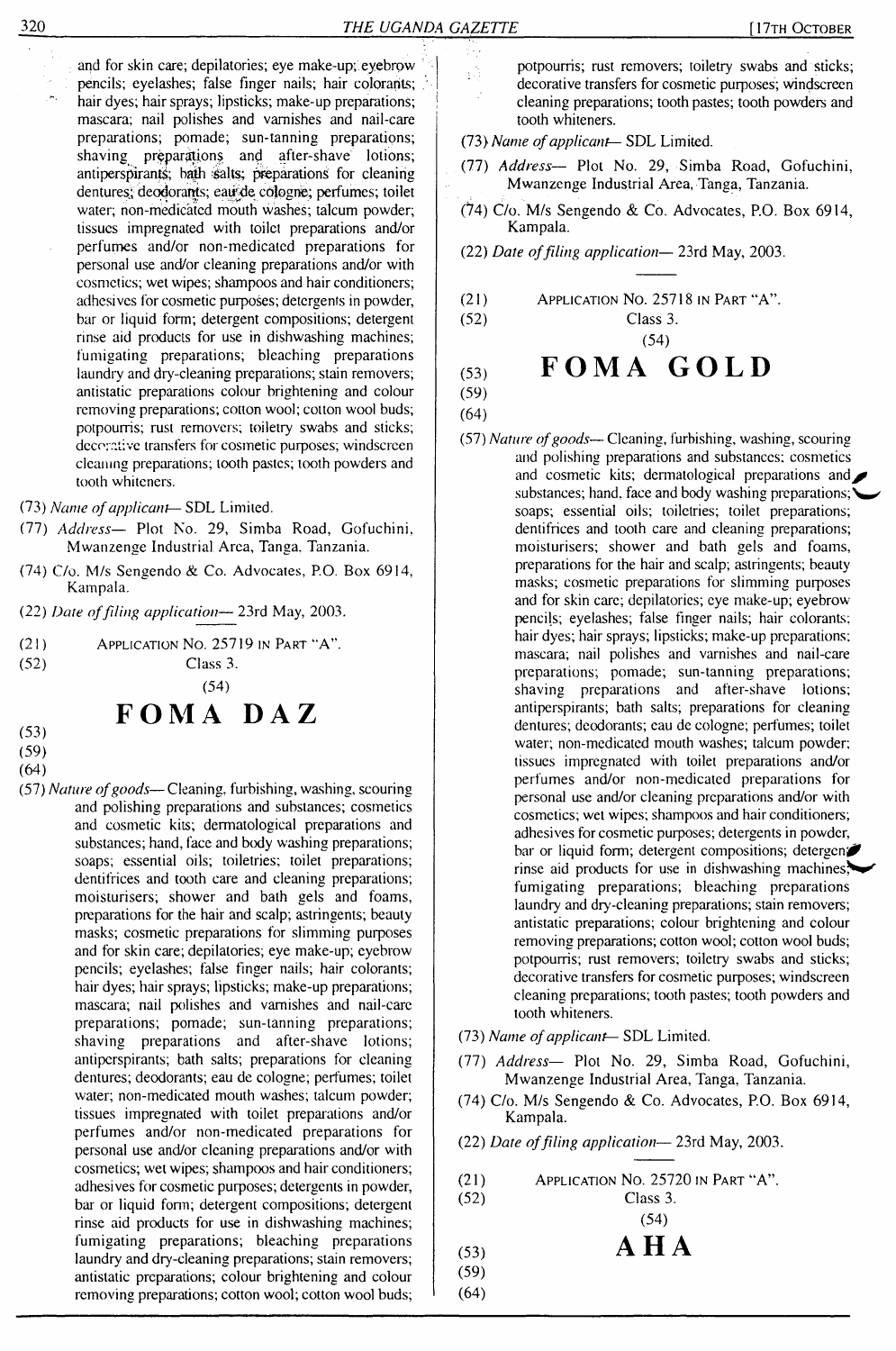and for skin care; depilatories; eye make-up; eyebrow pencils; eyelashes; false finger nails; hair colorants; hair dyes; hair sprays; lipsticks; make-up preparations; mascara; nail polishes and varnishes and nail-care preparations; pomade; sun-tanning preparations; shaving preparations and after-shave lotions; antiperspirants; bath salts; preparations for cleaning dentures; deodorants; eau de cologne; perfumes; toilet water; non-medicated mouth washes; talcum powder; tissues impregnated with toilet preparations and/or perfumes and/or non-medicated preparations for personal use and/or cleaning preparations and/or with cosmetics; wet wipes; shampoos and hair conditioners; adhesives for cosmetic purposes; detergents in powder, bar or liquid form; detergent compositions; detergent rinse aid products for use in dishwashing machines; fumigating preparations; bleaching preparations laundry and dry-cleaning preparations; stain removers; antistatic preparations colour brightening and colour removing preparations; cotton wool; cotton wool buds; potpourris; rust removers; toiletry swabs and sticks; decorative transfers for cosmetic purposes; windscreen cleaning preparations; tooth pastes; tooth powders and tooth whiteners.

(73) *Name of applicant*— SDL Limited.

(77) *Address*— Plot No. 29, Simba Road, Gofuchini, Mwanzenge Industrial Area, Tanga, Tanzania.

(74) C/o. M/s Sengendo & Co. Advocates, P.O. Box 6914, Kampala.

(22) *Date of filing application*— 23rd May, 2003.

(21) APPLICATION NO. 25719 IN PART "A".
(52) Class 3.

(54)

# FOMA DAZ

(53)
(59)
(64)

(57) *Nature of goods*— Cleaning, furbishing, washing, scouring and polishing preparations and substances; cosmetics and cosmetic kits; dermatological preparations and substances; hand, face and body washing preparations; soaps; essential oils; toiletries; toilet preparations; dentifrices and tooth care and cleaning preparations; moisturisers; shower and bath gels and foams, preparations for the hair and scalp; astringents; beauty masks; cosmetic preparations for slimming purposes and for skin care; depilatories; eye make-up; eyebrow pencils; eyelashes; false finger nails; hair colorants; hair dyes; hair sprays; lipsticks; make-up preparations; mascara; nail polishes and varnishes and nail-care preparations; pomade; sun-tanning preparations; shaving preparations and after-shave lotions; antiperspirants; bath salts; preparations for cleaning dentures; deodorants; eau de cologne; perfumes; toilet water; non-medicated mouth washes; talcum powder; tissues impregnated with toilet preparations and/or perfumes and/or non-medicated preparations for personal use and/or cleaning preparations and/or with cosmetics; wet wipes; shampoos and hair conditioners; adhesives for cosmetic purposes; detergents in powder, bar or liquid form; detergent compositions; detergent rinse aid products for use in dishwashing machines; fumigating preparations; bleaching preparations laundry and dry-cleaning preparations; stain removers; antistatic preparations; colour brightening and colour removing preparations; cotton wool; cotton wool buds; potpourris; rust removers; toiletry swabs and sticks; decorative transfers for cosmetic purposes; windscreen cleaning preparations; tooth pastes; tooth powders and tooth whiteners.

(73) *Name of applicant*— SDL Limited.

(77) *Address*— Plot No. 29, Simba Road, Gofuchini, Mwanzenge Industrial Area, Tanga, Tanzania.

(74) C/o. M/s Sengendo & Co. Advocates, P.O. Box 6914, Kampala.

(22) *Date of filing application*— 23rd May, 2003.

(21) APPLICATION NO. 25718 IN PART "A".
(52) Class 3.

(54)

# FOMA GOLD

(53)
(59)
(64)

(57) *Nature of goods*— Cleaning, furbishing, washing, scouring and polishing preparations and substances; cosmetics and cosmetic kits; dermatological preparations and substances; hand, face and body washing preparations; soaps; essential oils; toiletries; toilet preparations; dentifrices and tooth care and cleaning preparations; moisturisers; shower and bath gels and foams, preparations for the hair and scalp; astringents; beauty masks; cosmetic preparations for slimming purposes and for skin care; depilatories; eye make-up; eyebrow pencils; eyelashes; false finger nails; hair colorants; hair dyes; hair sprays; lipsticks; make-up preparations; mascara; nail polishes and varnishes and nail-care preparations; pomade; sun-tanning preparations; shaving preparations and after-shave lotions; antiperspirants; bath salts; preparations for cleaning dentures; deodorants; eau de cologne; perfumes; toilet water; non-medicated mouth washes; talcum powder; tissues impregnated with toilet preparations and/or perfumes and/or non-medicated preparations for personal use and/or cleaning preparations and/or with cosmetics; wet wipes; shampoos and hair conditioners; adhesives for cosmetic purposes; detergents in powder, bar or liquid form; detergent compositions; detergent rinse aid products for use in dishwashing machines; fumigating preparations; bleaching preparations laundry and dry-cleaning preparations; stain removers; antistatic preparations; colour brightening and colour removing preparations; cotton wool; cotton wool buds; potpourris; rust removers; toiletry swabs and sticks; decorative transfers for cosmetic purposes; windscreen cleaning preparations; tooth pastes; tooth powders and tooth whiteners.

(73) *Name of applicant*— SDL Limited.

(77) *Address*— Plot No. 29, Simba Road, Gofuchini, Mwanzenge Industrial Area, Tanga, Tanzania.

(74) C/o. M/s Sengendo & Co. Advocates, P.O. Box 6914, Kampala.

(22) *Date of filing application*— 23rd May, 2003.

(21) APPLICATION NO. 25720 IN PART "A".
(52) Class 3.

(54)

# AHA

(53)
(59)
(64)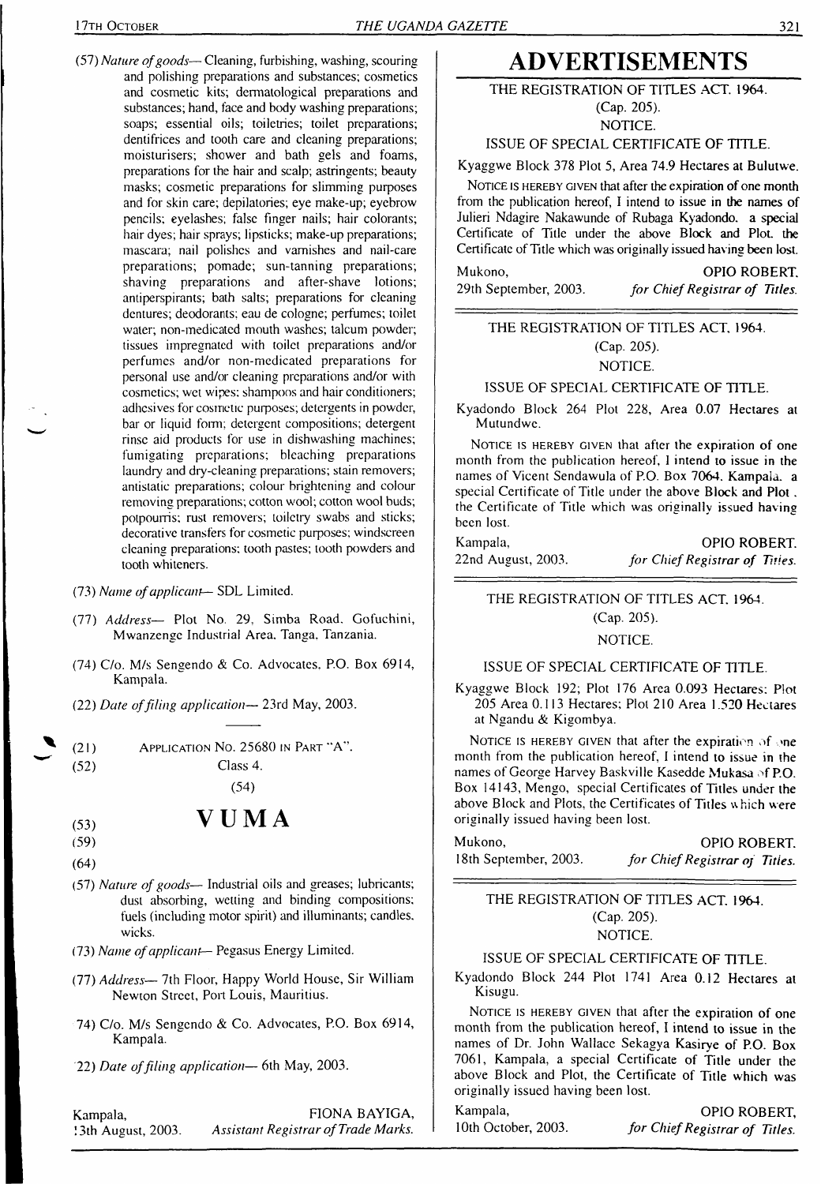(57) *Nature of goods*— Cleaning, furbishing, washing, scouring and polishing preparations and substances; cosmetics and cosmetic kits; dermatological preparations and substances; hand, face and body washing preparations; soaps; essential oils; toiletries; toilet preparations; dentifrices and tooth care and cleaning preparations; moisturisers; shower and bath gels and foams, preparations for the hair and scalp; astringents; beauty masks; cosmetic preparations for slimming purposes and for skin care; depilatories; eye make-up; eyebrow pencils; eyelashes; false finger nails; hair colorants; hair dyes; hair sprays; lipsticks; make-up preparations; mascara; nail polishes and varnishes and nail-care preparations; pomade; sun-tanning preparations; shaving preparations and after-shave lotions; antiperspirants; bath salts; preparations for cleaning dentures; deodorants; eau de cologne; perfumes; toilet water; non-medicated mouth washes; talcum powder; tissues impregnated with toilet preparations and/or perfumes and/or non-medicated preparations for personal use and/or cleaning preparations and/or with cosmetics; wet wipes; shampoos and hair conditioners; adhesives for cosmetic purposes; detergents in powder, bar or liquid form; detergent compositions; detergent rinse aid products for use in dishwashing machines; fumigating preparations; bleaching preparations laundry and dry-cleaning preparations; stain removers; antistatic preparations; colour brightening and colour removing preparations; cotton wool; cotton wool buds; potpourris; rust removers; toiletry swabs and sticks; decorative transfers for cosmetic purposes; windscreen cleaning preparations; tooth pastes; tooth powders and tooth whiteners.

(73) *Name of applicant*— SDL Limited.

(77) *Address*— Plot No. 29, Simba Road, Gofuchini, Mwanzenge Industrial Area, Tanga, Tanzania.

(74) C/o. M/s Sengendo & Co. Advocates, P.O. Box 6914, Kampala.

(22) *Date of filing application*— 23rd May, 2003.

---

(21) Application No. 25680 in Part "A".

(52) Class 4.

(54)

(53) **VUMA**

(59)

(64)

(57) *Nature of goods*— Industrial oils and greases; lubricants; dust absorbing, wetting and binding compositions; fuels (including motor spirit) and illuminants; candles, wicks.

(73) *Name of applicant*— Pegasus Energy Limited.

(77) *Address*— 7th Floor, Happy World House, Sir William Newton Street, Port Louis, Mauritius.

(74) C/o. M/s Sengendo & Co. Advocates, P.O. Box 6914, Kampala.

(22) *Date of filing application*— 6th May, 2003.

Kampala, 13th August, 2003.

FIONA BAYIGA,
*Assistant Registrar of Trade Marks.*

# ADVERTISEMENTS

THE REGISTRATION OF TITLES ACT. 1964.
(Cap. 205).
NOTICE.

ISSUE OF SPECIAL CERTIFICATE OF TITLE.

Kyaggwe Block 378 Plot 5, Area 74.9 Hectares at Bulutwe.

Notice is hereby given that after the expiration of one month from the publication hereof, I intend to issue in the names of Julieri Ndagire Nakawunde of Rubaga Kyadondo, a special Certificate of Title under the above Block and Plot, the Certificate of Title which was originally issued having been lost.

Mukono, 29th September, 2003.

OPIO ROBERT,
*for Chief Registrar of Titles.*

---

THE REGISTRATION OF TITLES ACT, 1964.
(Cap. 205).
NOTICE.

ISSUE OF SPECIAL CERTIFICATE OF TITLE.

Kyadondo Block 264 Plot 228, Area 0.07 Hectares at Mutundwe.

Notice is hereby given that after the expiration of one month from the publication hereof, I intend to issue in the names of Vicent Sendawula of P.O. Box 7064, Kampala, a special Certificate of Title under the above Block and Plot, the Certificate of Title which was originally issued having been lost.

Kampala, 22nd August, 2003.

OPIO ROBERT,
*for Chief Registrar of Titles.*

---

THE REGISTRATION OF TITLES ACT. 1964.
(Cap. 205).
NOTICE.

ISSUE OF SPECIAL CERTIFICATE OF TITLE.

Kyaggwe Block 192; Plot 176 Area 0.093 Hectares; Plot 205 Area 0.113 Hectares; Plot 210 Area 1.520 Hectares at Ngandu & Kigombya.

Notice is hereby given that after the expiration of one month from the publication hereof, I intend to issue in the names of George Harvey Baskville Kasedde Mukasa of P.O. Box 14143, Mengo, special Certificates of Titles under the above Block and Plots, the Certificates of Titles which were originally issued having been lost.

Mukono, 18th September, 2003.

OPIO ROBERT,
*for Chief Registrar of Titles.*

---

THE REGISTRATION OF TITLES ACT. 1964.
(Cap. 205).
NOTICE.

ISSUE OF SPECIAL CERTIFICATE OF TITLE.

Kyadondo Block 244 Plot 1741 Area 0.12 Hectares at Kisugu.

Notice is hereby given that after the expiration of one month from the publication hereof, I intend to issue in the names of Dr. John Wallace Sekagya Kasirye of P.O. Box 7061, Kampala, a special Certificate of Title under the above Block and Plot, the Certificate of Title which was originally issued having been lost.

Kampala, 10th October, 2003.

OPIO ROBERT,
*for Chief Registrar of Titles.*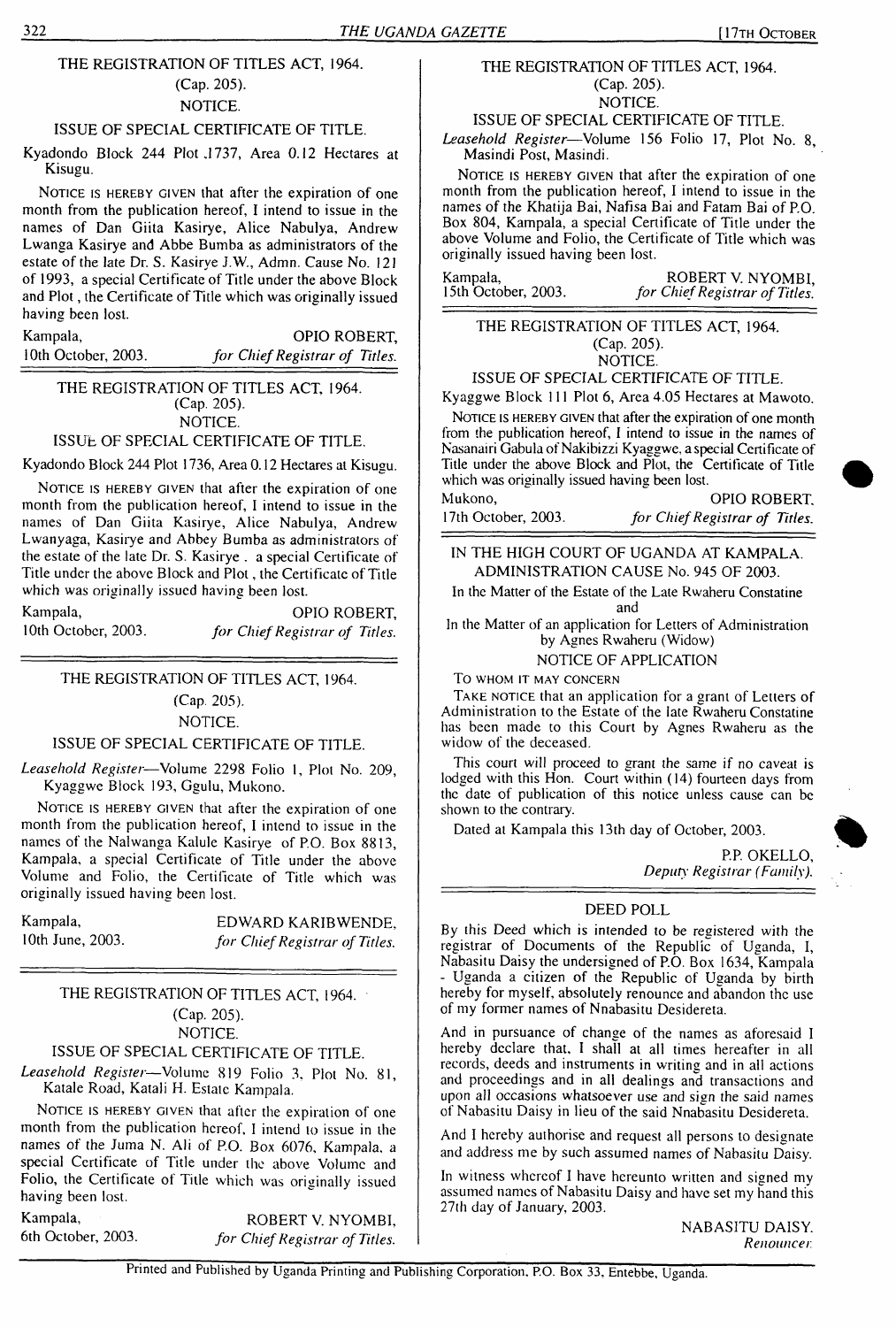THE REGISTRATION OF TITLES ACT, 1964.

(Cap. 205).

NOTICE.

ISSUE OF SPECIAL CERTIFICATE OF TITLE.

Kyadondo Block 244 Plot .1737, Area 0.12 Hectares at Kisugu.

NOTICE IS HEREBY GIVEN that after the expiration of one month from the publication hereof, I intend to issue in the names of Dan Giita Kasirye, Alice Nabulya, Andrew Lwanga Kasirye and Abbe Bumba as administrators of the estate of the late Dr. S. Kasirye J.W., Admn. Cause No. 121 of 1993, a special Certificate of Title under the above Block and Plot , the Certificate of Title which was originally issued having been lost.

Kampala, 10th October, 2003.

OPIO ROBERT, *for Chief Registrar of Titles.*

---

THE REGISTRATION OF TITLES ACT, 1964.

(Cap. 205).

NOTICE.

ISSUE OF SPECIAL CERTIFICATE OF TITLE.

Kyadondo Block 244 Plot 1736, Area 0.12 Hectares at Kisugu.

NOTICE IS HEREBY GIVEN that after the expiration of one month from the publication hereof, I intend to issue in the names of Dan Giita Kasirye, Alice Nabulya, Andrew Lwanyaga, Kasirye and Abbey Bumba as administrators of the estate of the late Dr. S. Kasirye . a special Certificate of Title under the above Block and Plot , the Certificate of Title which was originally issued having been lost.

Kampala, 10th Octocber, 2003.

OPIO ROBERT, *for Chief Registrar of Titles.*

---

THE REGISTRATION OF TITLES ACT, 1964.

(Cap. 205).

NOTICE.

ISSUE OF SPECIAL CERTIFICATE OF TITLE.

*Leasehold Register*—Volume 2298 Folio 1, Plot No. 209, Kyaggwe Block 193, Ggulu, Mukono.

NOTICE IS HEREBY GIVEN that after the expiration of one month from the publication hereof, I intend to issue in the names of the Nalwanga Kalule Kasirye of P.O. Box 8813, Kampala, a special Certificate of Title under the above Volume and Folio, the Certificate of Title which was originally issued having been lost.

Kampala, 10th June, 2003.

EDWARD KARIBWENDE, *for Chief Registrar of Titles.*

---

THE REGISTRATION OF TITLES ACT, 1964.

(Cap. 205).

NOTICE.

ISSUE OF SPECIAL CERTIFICATE OF TITLE.

*Leasehold Register*—Volume 819 Folio 3, Plot No. 81, Katale Road, Katali H. Estate Kampala.

NOTICE IS HEREBY GIVEN that after the expiration of one month from the publication hereof, I intend to issue in the names of the Juma N. Ali of P.O. Box 6076, Kampala, a special Certificate of Title under the above Volume and Folio, the Certificate of Title which was originally issued having been lost.

Kampala, 6th October, 2003.

ROBERT V. NYOMBI, *for Chief Registrar of Titles.*

---

THE REGISTRATION OF TITLES ACT, 1964.

(Cap. 205).

NOTICE.

ISSUE OF SPECIAL CERTIFICATE OF TITLE.

*Leasehold Register*—Volume 156 Folio 17, Plot No. 8, Masindi Post, Masindi.

NOTICE IS HEREBY GIVEN that after the expiration of one month from the publication hereof, I intend to issue in the names of the Khatija Bai, Nafisa Bai and Fatam Bai of P.O. Box 804, Kampala, a special Certificate of Title under the above Volume and Folio, the Certificate of Title which was originally issued having been lost.

Kampala, 15th October, 2003.

ROBERT V. NYOMBI, *for Chief Registrar of Titles.*

---

THE REGISTRATION OF TITLES ACT, 1964.

(Cap. 205).

NOTICE.

ISSUE OF SPECIAL CERTIFICATE OF TITLE.

Kyaggwe Block 111 Plot 6, Area 4.05 Hectares at Mawoto.

NOTICE IS HEREBY GIVEN that after the expiration of one month from the publication hereof, I intend to issue in the names of Nasanairi Gabula of Nakibizzi Kyaggwe, a special Certificate of Title under the above Block and Plot, the Certificate of Title which was originally issued having been lost.

Mukono, 17th October, 2003.

OPIO ROBERT, *for Chief Registrar of Titles.*

---

IN THE HIGH COURT OF UGANDA AT KAMPALA.

ADMINISTRATION CAUSE No. 945 OF 2003.

In the Matter of the Estate of the Late Rwaheru Constatine

and

In the Matter of an application for Letters of Administration by Agnes Rwaheru (Widow)

NOTICE OF APPLICATION

TO WHOM IT MAY CONCERN

TAKE NOTICE that an application for a grant of Letters of Administration to the Estate of the late Rwaheru Constatine has been made to this Court by Agnes Rwaheru as the widow of the deceased.

This court will proceed to grant the same if no caveat is lodged with this Hon. Court within (14) fourteen days from the date of publication of this notice unless cause can be shown to the contrary.

Dated at Kampala this 13th day of October, 2003.

P.P. OKELLO, *Deputy Registrar (Family).*

---

DEED POLL

By this Deed which is intended to be registered with the registrar of Documents of the Republic of Uganda, I, Nabasitu Daisy the undersigned of P.O. Box 1634, Kampala - Uganda a citizen of the Republic of Uganda by birth hereby for myself, absolutely renounce and abandon the use of my former names of Nnabasitu Desidereta.

And in pursuance of change of the names as aforesaid I hereby declare that, I shall at all times hereafter in all records, deeds and instruments in writing and in all actions and proceedings and in all dealings and transactions and upon all occasions whatsoever use and sign the said names of Nabasitu Daisy in lieu of the said Nnabasitu Desidereta.

And I hereby authorise and request all persons to designate and address me by such assumed names of Nabasitu Daisy.

In witness whereof I have hereunto written and signed my assumed names of Nabasitu Daisy and have set my hand this 27th day of January, 2003.

NABASITU DAISY. *Renouncer.*

Printed and Published by Uganda Printing and Publishing Corporation, P.O. Box 33, Entebbe, Uganda.